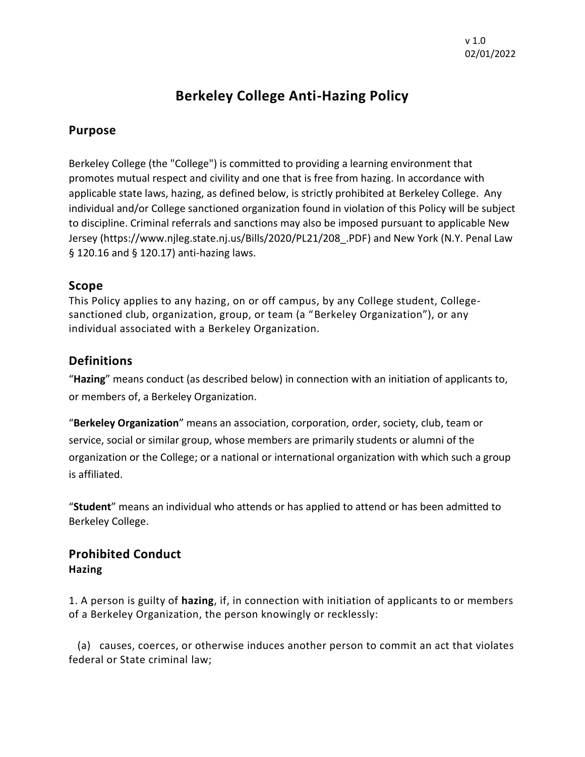v 1.0
02/01/2022

# Berkeley College Anti-Hazing Policy

## Purpose

Berkeley College (the "College") is committed to providing a learning environment that promotes mutual respect and civility and one that is free from hazing. In accordance with applicable state laws, hazing, as defined below, is strictly prohibited at Berkeley College. Any individual and/or College sanctioned organization found in violation of this Policy will be subject to discipline. Criminal referrals and sanctions may also be imposed pursuant to applicable New Jersey (https://www.njleg.state.nj.us/Bills/2020/PL21/208_.PDF) and New York (N.Y. Penal Law § 120.16 and § 120.17) anti-hazing laws.

## Scope

This Policy applies to any hazing, on or off campus, by any College student, College-sanctioned club, organization, group, or team (a "Berkeley Organization"), or any individual associated with a Berkeley Organization.

## Definitions

"**Hazing**" means conduct (as described below) in connection with an initiation of applicants to, or members of, a Berkeley Organization.

"**Berkeley Organization**" means an association, corporation, order, society, club, team or service, social or similar group, whose members are primarily students or alumni of the organization or the College; or a national or international organization with which such a group is affiliated.

"**Student**" means an individual who attends or has applied to attend or has been admitted to Berkeley College.

## Prohibited Conduct

### Hazing

1. A person is guilty of **hazing**, if, in connection with initiation of applicants to or members of a Berkeley Organization, the person knowingly or recklessly:

(a) causes, coerces, or otherwise induces another person to commit an act that violates federal or State criminal law;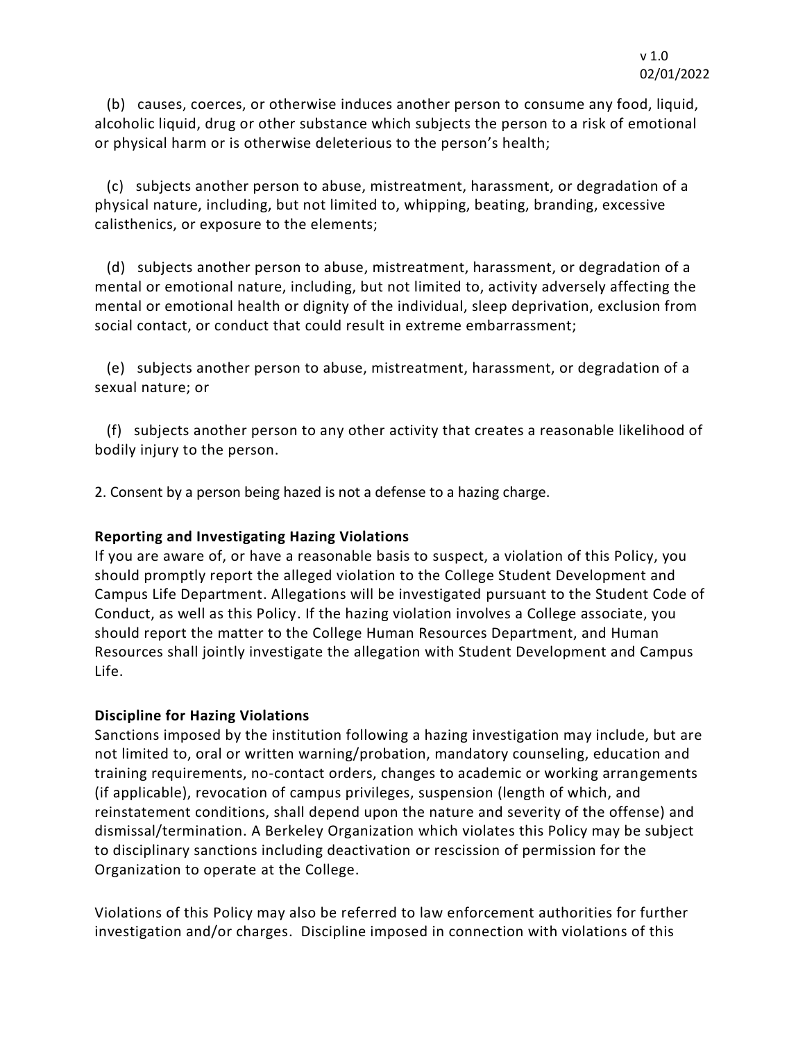(b) causes, coerces, or otherwise induces another person to consume any food, liquid, alcoholic liquid, drug or other substance which subjects the person to a risk of emotional or physical harm or is otherwise deleterious to the person's health;

(c) subjects another person to abuse, mistreatment, harassment, or degradation of a physical nature, including, but not limited to, whipping, beating, branding, excessive calisthenics, or exposure to the elements;

(d) subjects another person to abuse, mistreatment, harassment, or degradation of a mental or emotional nature, including, but not limited to, activity adversely affecting the mental or emotional health or dignity of the individual, sleep deprivation, exclusion from social contact, or conduct that could result in extreme embarrassment;

(e) subjects another person to abuse, mistreatment, harassment, or degradation of a sexual nature; or

(f) subjects another person to any other activity that creates a reasonable likelihood of bodily injury to the person.

2. Consent by a person being hazed is not a defense to a hazing charge.

**Reporting and Investigating Hazing Violations**

If you are aware of, or have a reasonable basis to suspect, a violation of this Policy, you should promptly report the alleged violation to the College Student Development and Campus Life Department. Allegations will be investigated pursuant to the Student Code of Conduct, as well as this Policy. If the hazing violation involves a College associate, you should report the matter to the College Human Resources Department, and Human Resources shall jointly investigate the allegation with Student Development and Campus Life.

**Discipline for Hazing Violations**

Sanctions imposed by the institution following a hazing investigation may include, but are not limited to, oral or written warning/probation, mandatory counseling, education and training requirements, no-contact orders, changes to academic or working arrangements (if applicable), revocation of campus privileges, suspension (length of which, and reinstatement conditions, shall depend upon the nature and severity of the offense) and dismissal/termination. A Berkeley Organization which violates this Policy may be subject to disciplinary sanctions including deactivation or rescission of permission for the Organization to operate at the College.

Violations of this Policy may also be referred to law enforcement authorities for further investigation and/or charges. Discipline imposed in connection with violations of this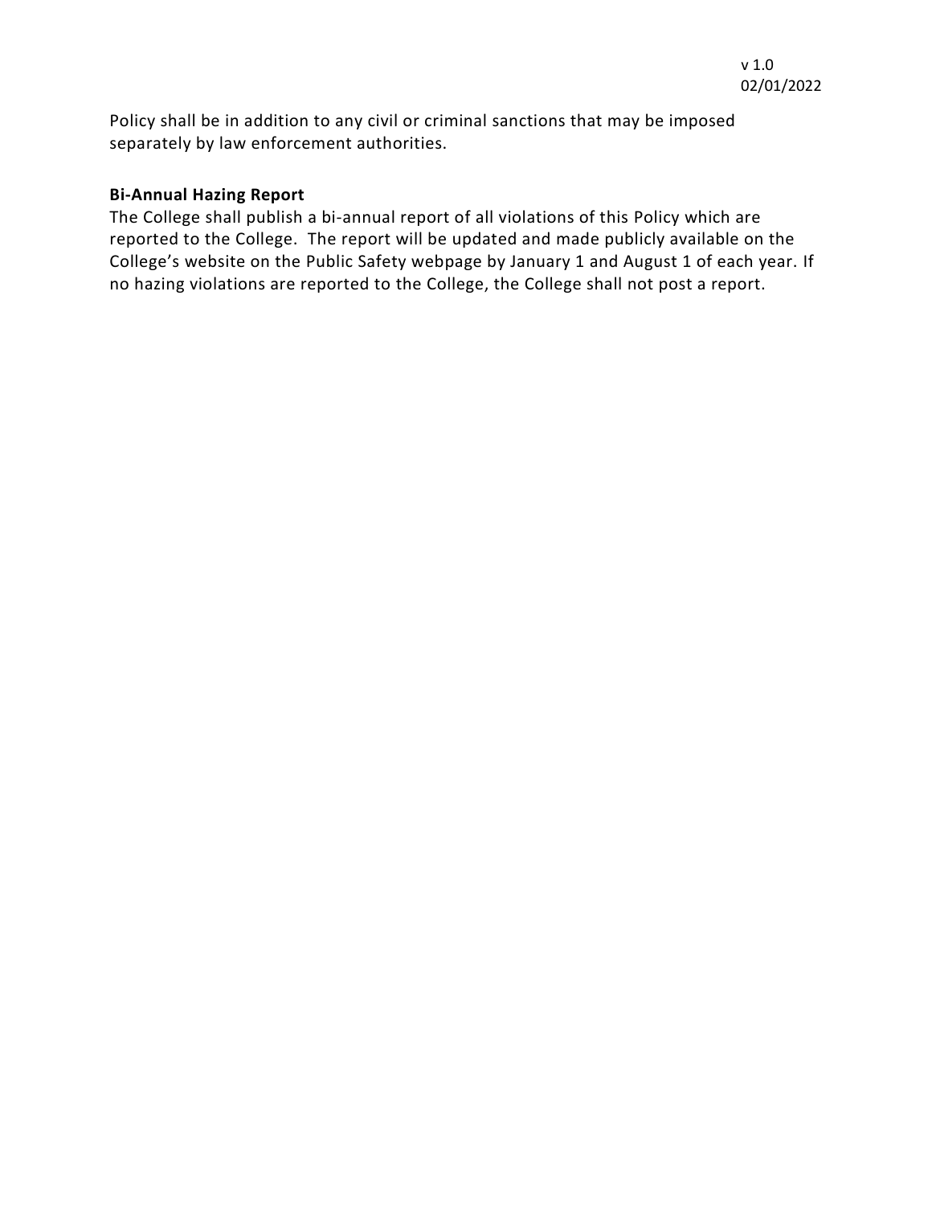Policy shall be in addition to any civil or criminal sanctions that may be imposed separately by law enforcement authorities.

**Bi-Annual Hazing Report**

The College shall publish a bi-annual report of all violations of this Policy which are reported to the College. The report will be updated and made publicly available on the College's website on the Public Safety webpage by January 1 and August 1 of each year. If no hazing violations are reported to the College, the College shall not post a report.